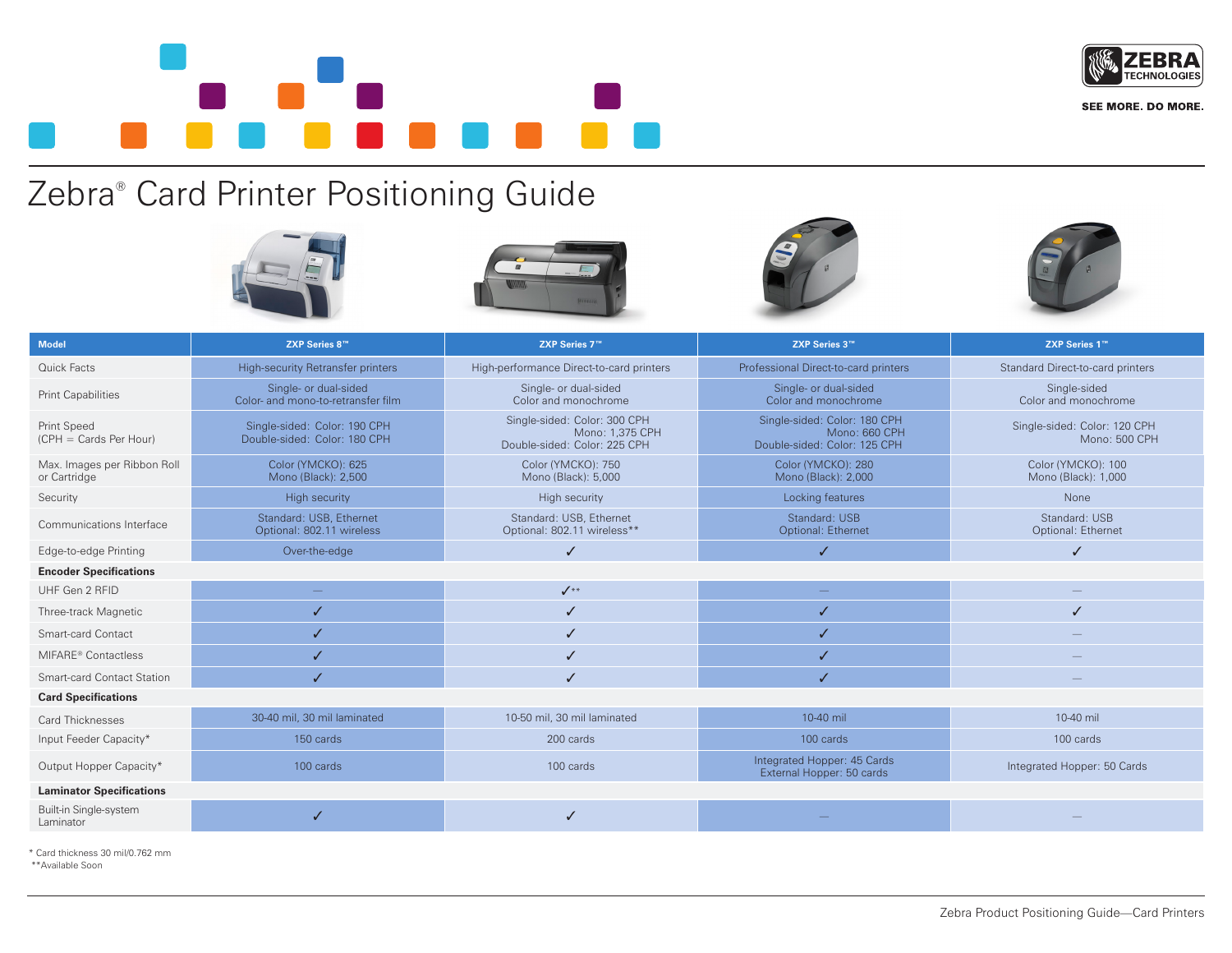# Zebra® Card Printer Positioning Guide

| Model | ZXP Series 8™ | ZXP Series 7™ | ZXP Series 3™ | ZXP Series 1™ |
|---|---|---|---|---|
| Quick Facts | High-security Retransfer printers | High-performance Direct-to-card printers | Professional Direct-to-card printers | Standard Direct-to-card printers |
| Print Capabilities | Single- or dual-sided<br>Color- and mono-to-retransfer film | Single- or dual-sided<br>Color and monochrome | Single- or dual-sided<br>Color and monochrome | Single-sided<br>Color and monochrome |
| Print Speed<br>(CPH = Cards Per Hour) | Single-sided: Color: 190 CPH<br>Double-sided: Color: 180 CPH | Single-sided: Color: 300 CPH<br>Mono: 1,375 CPH<br>Double-sided: Color: 225 CPH | Single-sided: Color: 180 CPH<br>Mono: 660 CPH<br>Double-sided: Color: 125 CPH | Single-sided: Color: 120 CPH<br>Mono: 500 CPH |
| Max. Images per Ribbon Roll or Cartridge | Color (YMCKO): 625<br>Mono (Black): 2,500 | Color (YMCKO): 750<br>Mono (Black): 5,000 | Color (YMCKO): 280<br>Mono (Black): 2,000 | Color (YMCKO): 100<br>Mono (Black): 1,000 |
| Security | High security | High security | Locking features | None |
| Communications Interface | Standard: USB, Ethernet<br>Optional: 802.11 wireless | Standard: USB, Ethernet<br>Optional: 802.11 wireless** | Standard: USB<br>Optional: Ethernet | Standard: USB<br>Optional: Ethernet |
| Edge-to-edge Printing | Over-the-edge | ✓ | ✓ | ✓ |
| **Encoder Specifications** | | | | |
| UHF Gen 2 RFID | — | ✓** | — | — |
| Three-track Magnetic | ✓ | ✓ | ✓ | ✓ |
| Smart-card Contact | ✓ | ✓ | ✓ | — |
| MIFARE® Contactless | ✓ | ✓ | ✓ | — |
| Smart-card Contact Station | ✓ | ✓ | ✓ | — |
| **Card Specifications** | | | | |
| Card Thicknesses | 30-40 mil, 30 mil laminated | 10-50 mil, 30 mil laminated | 10-40 mil | 10-40 mil |
| Input Feeder Capacity* | 150 cards | 200 cards | 100 cards | 100 cards |
| Output Hopper Capacity* | 100 cards | 100 cards | Integrated Hopper: 45 Cards<br>External Hopper: 50 cards | Integrated Hopper: 50 Cards |
| **Laminator Specifications** | | | | |
| Built-in Single-system Laminator | ✓ | ✓ | — | — |

* Card thickness 30 mil/0.762 mm
**Available Soon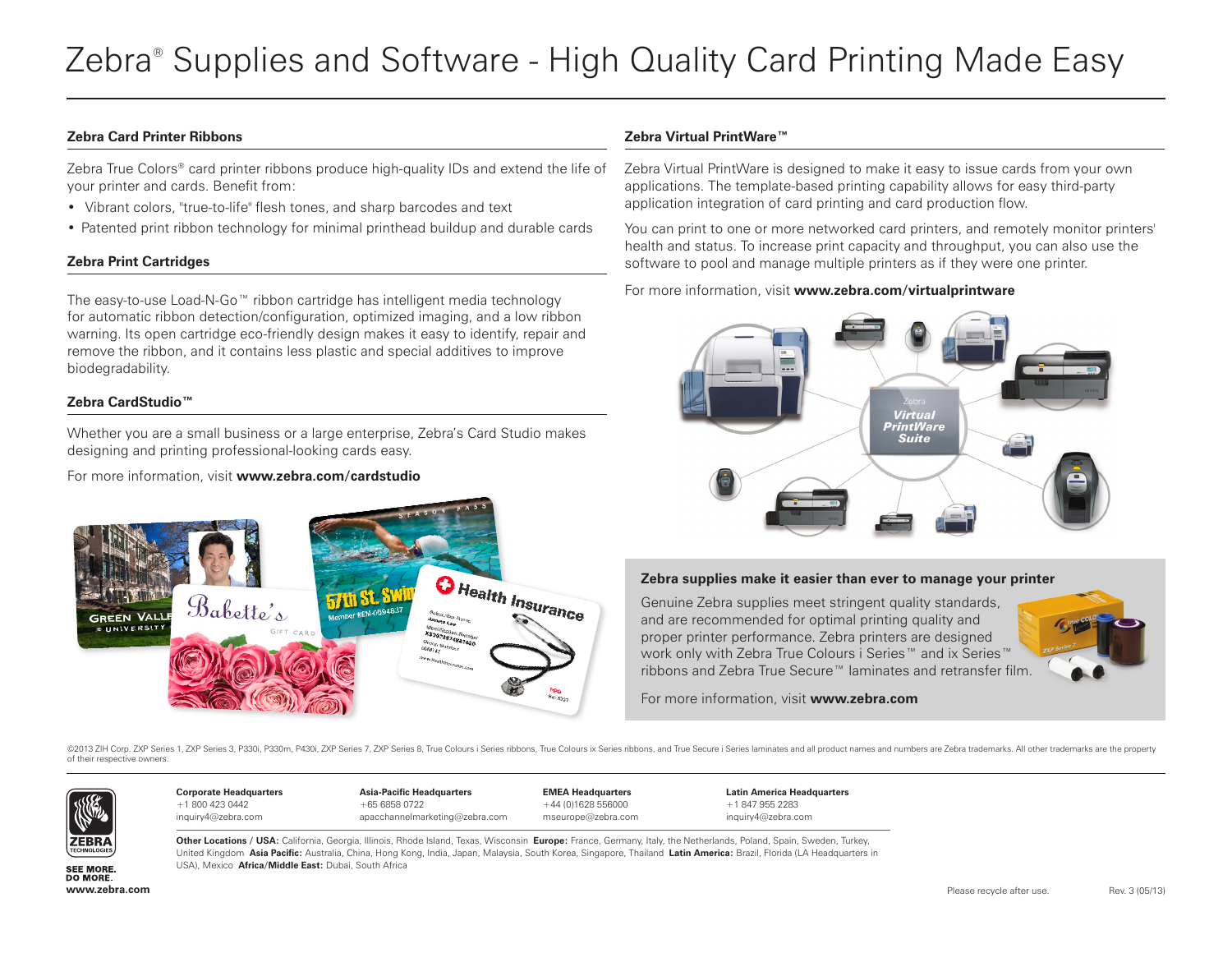# Zebra® Supplies and Software - High Quality Card Printing Made Easy

## Zebra Card Printer Ribbons

Zebra True Colors® card printer ribbons produce high-quality IDs and extend the life of your printer and cards. Benefit from:

- Vibrant colors, "true-to-life" flesh tones, and sharp barcodes and text
- Patented print ribbon technology for minimal printhead buildup and durable cards

## Zebra Print Cartridges

The easy-to-use Load-N-Go™ ribbon cartridge has intelligent media technology for automatic ribbon detection/configuration, optimized imaging, and a low ribbon warning. Its open cartridge eco-friendly design makes it easy to identify, repair and remove the ribbon, and it contains less plastic and special additives to improve biodegradability.

## Zebra CardStudio™

Whether you are a small business or a large enterprise, Zebra's Card Studio makes designing and printing professional-looking cards easy.

For more information, visit **www.zebra.com/cardstudio**

## Zebra Virtual PrintWare™

Zebra Virtual PrintWare is designed to make it easy to issue cards from your own applications. The template-based printing capability allows for easy third-party application integration of card printing and card production flow.

You can print to one or more networked card printers, and remotely monitor printers' health and status. To increase print capacity and throughput, you can also use the software to pool and manage multiple printers as if they were one printer.

For more information, visit **www.zebra.com/virtualprintware**

## Zebra supplies make it easier than ever to manage your printer

Genuine Zebra supplies meet stringent quality standards, and are recommended for optimal printing quality and proper printer performance. Zebra printers are designed work only with Zebra True Colours i Series™ and ix Series™ ribbons and Zebra True Secure™ laminates and retransfer film.

For more information, visit **www.zebra.com**

©2013 ZIH Corp. ZXP Series 1, ZXP Series 3, P330i, P330m, P430i, ZXP Series 7, ZXP Series 8, True Colours i Series ribbons, True Colours ix Series ribbons, and True Secure i Series laminates and all product names and numbers are Zebra trademarks. All other trademarks are the property of their respective owners.

**Corporate Headquarters**
+1 800 423 0442
inquiry4@zebra.com

**Asia-Pacific Headquarters**
+65 6858 0722
apacchannelmarketing@zebra.com

**EMEA Headquarters**
+44 (0)1628 556000
mseurope@zebra.com

**Latin America Headquarters**
+1 847 955 2283
inquiry4@zebra.com

**Other Locations / USA:** California, Georgia, Illinois, Rhode Island, Texas, Wisconsin **Europe:** France, Germany, Italy, the Netherlands, Poland, Spain, Sweden, Turkey, United Kingdom **Asia Pacific:** Australia, China, Hong Kong, India, Japan, Malaysia, South Korea, Singapore, Thailand **Latin America:** Brazil, Florida (LA Headquarters in USA), Mexico **Africa/Middle East:** Dubai, South Africa

SEE MORE. DO MORE.
www.zebra.com

Please recycle after use.

Rev. 3 (05/13)